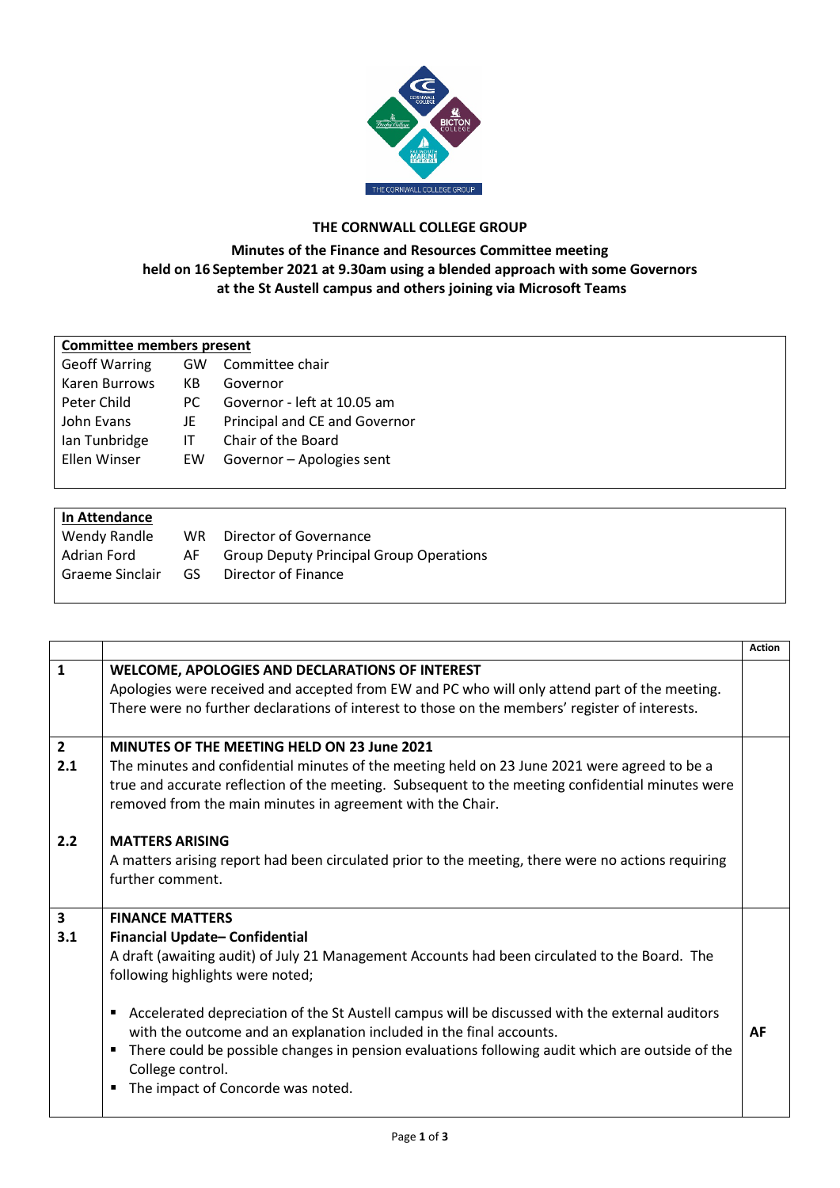**THE CORNWALL COLLEGE GROUP**

**Minutes of the Finance and Resources Committee meeting held on 16 September 2021 at 9.30am using a blended approach with some Governors at the St Austell campus and others joining via Microsoft Teams**

| **Committee members present** | | |
|---|---|---|
| Geoff Warring | GW | Committee chair |
| Karen Burrows | KB | Governor |
| Peter Child | PC | Governor - left at 10.05 am |
| John Evans | JE | Principal and CE and Governor |
| Ian Tunbridge | IT | Chair of the Board |
| Ellen Winser | EW | Governor – Apologies sent |

| **In Attendance** | | |
|---|---|---|
| Wendy Randle | WR | Director of Governance |
| Adrian Ford | AF | Group Deputy Principal Group Operations |
| Graeme Sinclair | GS | Director of Finance |

| | | **Action** |
|---|---|---|
| **1** | **WELCOME, APOLOGIES AND DECLARATIONS OF INTEREST**<br>Apologies were received and accepted from EW and PC who will only attend part of the meeting. There were no further declarations of interest to those on the members' register of interests. | |
| **2**<br>**2.1** | **MINUTES OF THE MEETING HELD ON 23 June 2021**<br>The minutes and confidential minutes of the meeting held on 23 June 2021 were agreed to be a true and accurate reflection of the meeting. Subsequent to the meeting confidential minutes were removed from the main minutes in agreement with the Chair. | |
| **2.2** | **MATTERS ARISING**<br>A matters arising report had been circulated prior to the meeting, there were no actions requiring further comment. | |
| **3**<br>**3.1** | **FINANCE MATTERS**<br>**Financial Update– Confidential**<br>A draft (awaiting audit) of July 21 Management Accounts had been circulated to the Board. The following highlights were noted;<br>▪ Accelerated depreciation of the St Austell campus will be discussed with the external auditors with the outcome and an explanation included in the final accounts.<br>▪ There could be possible changes in pension evaluations following audit which are outside of the College control.<br>▪ The impact of Concorde was noted. | **AF** |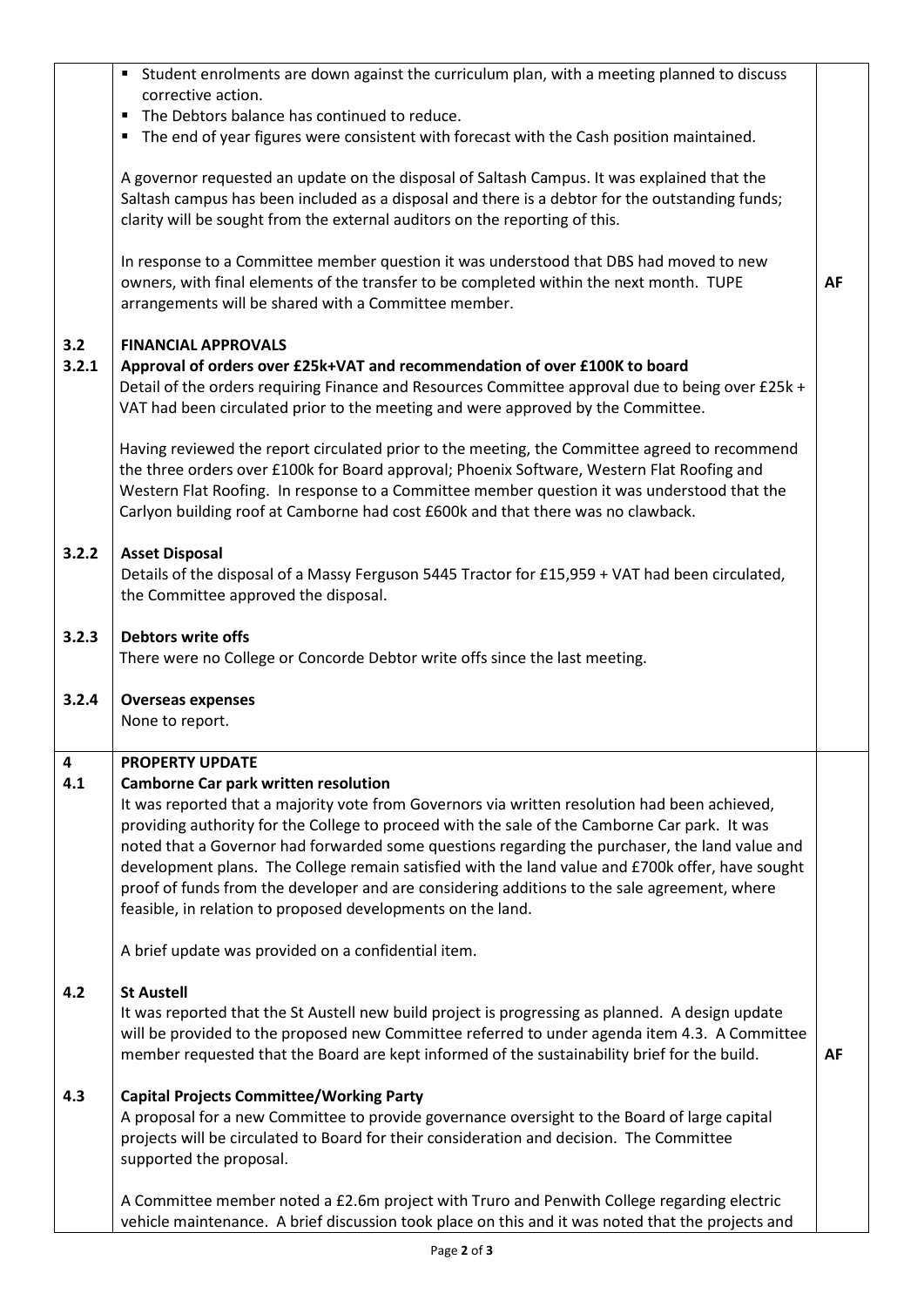| | | |
|---|---|---|
| | ▪ Student enrolments are down against the curriculum plan, with a meeting planned to discuss corrective action.<br>▪ The Debtors balance has continued to reduce.<br>▪ The end of year figures were consistent with forecast with the Cash position maintained.<br><br>A governor requested an update on the disposal of Saltash Campus. It was explained that the Saltash campus has been included as a disposal and there is a debtor for the outstanding funds; clarity will be sought from the external auditors on the reporting of this.<br><br>In response to a Committee member question it was understood that DBS had moved to new owners, with final elements of the transfer to be completed within the next month. TUPE arrangements will be shared with a Committee member. | AF |
| 3.2<br>3.2.1 | **FINANCIAL APPROVALS**<br>**Approval of orders over £25k+VAT and recommendation of over £100K to board**<br>Detail of the orders requiring Finance and Resources Committee approval due to being over £25k + VAT had been circulated prior to the meeting and were approved by the Committee.<br><br>Having reviewed the report circulated prior to the meeting, the Committee agreed to recommend the three orders over £100k for Board approval; Phoenix Software, Western Flat Roofing and Western Flat Roofing. In response to a Committee member question it was understood that the Carlyon building roof at Camborne had cost £600k and that there was no clawback. | |
| 3.2.2 | **Asset Disposal**<br>Details of the disposal of a Massy Ferguson 5445 Tractor for £15,959 + VAT had been circulated, the Committee approved the disposal. | |
| 3.2.3 | **Debtors write offs**<br>There were no College or Concorde Debtor write offs since the last meeting. | |
| 3.2.4 | **Overseas expenses**<br>None to report. | |
| **4**<br>**4.1** | **PROPERTY UPDATE**<br>**Camborne Car park written resolution**<br>It was reported that a majority vote from Governors via written resolution had been achieved, providing authority for the College to proceed with the sale of the Camborne Car park. It was noted that a Governor had forwarded some questions regarding the purchaser, the land value and development plans. The College remain satisfied with the land value and £700k offer, have sought proof of funds from the developer and are considering additions to the sale agreement, where feasible, in relation to proposed developments on the land.<br><br>A brief update was provided on a confidential item. | |
| 4.2 | **St Austell**<br>It was reported that the St Austell new build project is progressing as planned. A design update will be provided to the proposed new Committee referred to under agenda item 4.3. A Committee member requested that the Board are kept informed of the sustainability brief for the build. | AF |
| 4.3 | **Capital Projects Committee/Working Party**<br>A proposal for a new Committee to provide governance oversight to the Board of large capital projects will be circulated to Board for their consideration and decision. The Committee supported the proposal.<br><br>A Committee member noted a £2.6m project with Truro and Penwith College regarding electric vehicle maintenance. A brief discussion took place on this and it was noted that the projects and | |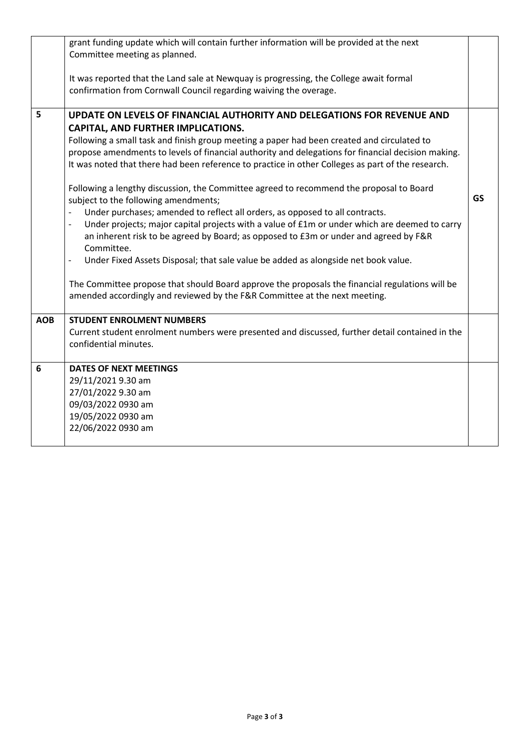| | | |
|---|---|---|
| | grant funding update which will contain further information will be provided at the next Committee meeting as planned.<br><br>It was reported that the Land sale at Newquay is progressing, the College await formal confirmation from Cornwall Council regarding waiving the overage. | |
| **5** | **UPDATE ON LEVELS OF FINANCIAL AUTHORITY AND DELEGATIONS FOR REVENUE AND CAPITAL, AND FURTHER IMPLICATIONS.**<br>Following a small task and finish group meeting a paper had been created and circulated to propose amendments to levels of financial authority and delegations for financial decision making. It was noted that there had been reference to practice in other Colleges as part of the research.<br><br>Following a lengthy discussion, the Committee agreed to recommend the proposal to Board subject to the following amendments;<br>- Under purchases; amended to reflect all orders, as opposed to all contracts.<br>- Under projects; major capital projects with a value of £1m or under which are deemed to carry an inherent risk to be agreed by Board; as opposed to £3m or under and agreed by F&R Committee.<br>- Under Fixed Assets Disposal; that sale value be added as alongside net book value.<br><br>The Committee propose that should Board approve the proposals the financial regulations will be amended accordingly and reviewed by the F&R Committee at the next meeting. | **GS** |
| **AOB** | **STUDENT ENROLMENT NUMBERS**<br>Current student enrolment numbers were presented and discussed, further detail contained in the confidential minutes. | |
| **6** | **DATES OF NEXT MEETINGS**<br>29/11/2021 9.30 am<br>27/01/2022 9.30 am<br>09/03/2022 0930 am<br>19/05/2022 0930 am<br>22/06/2022 0930 am | |